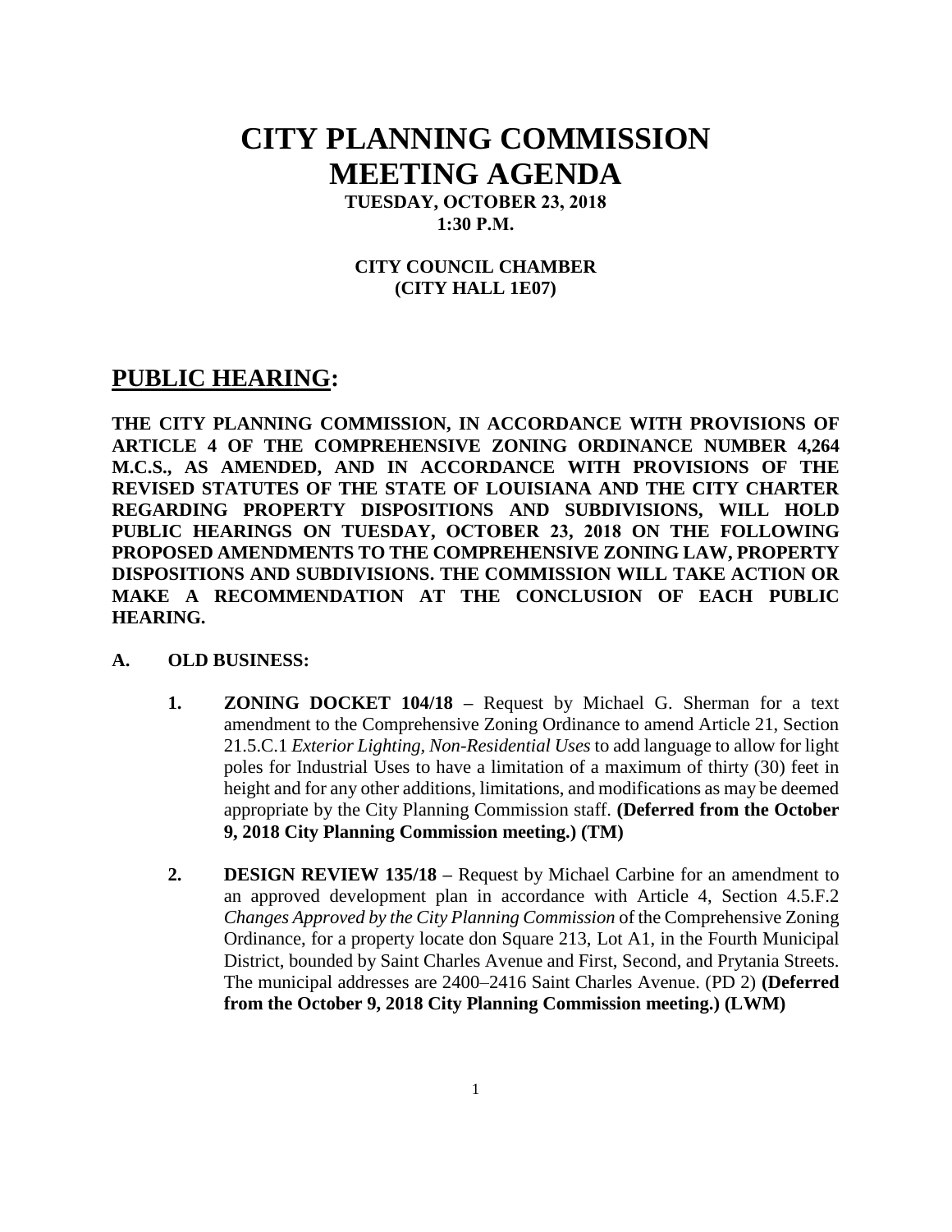# CITY PLANNING COMMISSION MEETING AGENDA

**TUESDAY, OCTOBER 23, 2018**
**1:30 P.M.**

**CITY COUNCIL CHAMBER**
**(CITY HALL 1E07)**

## PUBLIC HEARING:

**THE CITY PLANNING COMMISSION, IN ACCORDANCE WITH PROVISIONS OF ARTICLE 4 OF THE COMPREHENSIVE ZONING ORDINANCE NUMBER 4,264 M.C.S., AS AMENDED, AND IN ACCORDANCE WITH PROVISIONS OF THE REVISED STATUTES OF THE STATE OF LOUISIANA AND THE CITY CHARTER REGARDING PROPERTY DISPOSITIONS AND SUBDIVISIONS, WILL HOLD PUBLIC HEARINGS ON TUESDAY, OCTOBER 23, 2018 ON THE FOLLOWING PROPOSED AMENDMENTS TO THE COMPREHENSIVE ZONING LAW, PROPERTY DISPOSITIONS AND SUBDIVISIONS. THE COMMISSION WILL TAKE ACTION OR MAKE A RECOMMENDATION AT THE CONCLUSION OF EACH PUBLIC HEARING.**

**A. OLD BUSINESS:**

1. **ZONING DOCKET 104/18 –** Request by Michael G. Sherman for a text amendment to the Comprehensive Zoning Ordinance to amend Article 21, Section 21.5.C.1 *Exterior Lighting, Non-Residential Uses* to add language to allow for light poles for Industrial Uses to have a limitation of a maximum of thirty (30) feet in height and for any other additions, limitations, and modifications as may be deemed appropriate by the City Planning Commission staff. **(Deferred from the October 9, 2018 City Planning Commission meeting.) (TM)**

2. **DESIGN REVIEW 135/18 –** Request by Michael Carbine for an amendment to an approved development plan in accordance with Article 4, Section 4.5.F.2 *Changes Approved by the City Planning Commission* of the Comprehensive Zoning Ordinance, for a property locate don Square 213, Lot A1, in the Fourth Municipal District, bounded by Saint Charles Avenue and First, Second, and Prytania Streets. The municipal addresses are 2400–2416 Saint Charles Avenue. (PD 2) **(Deferred from the October 9, 2018 City Planning Commission meeting.) (LWM)**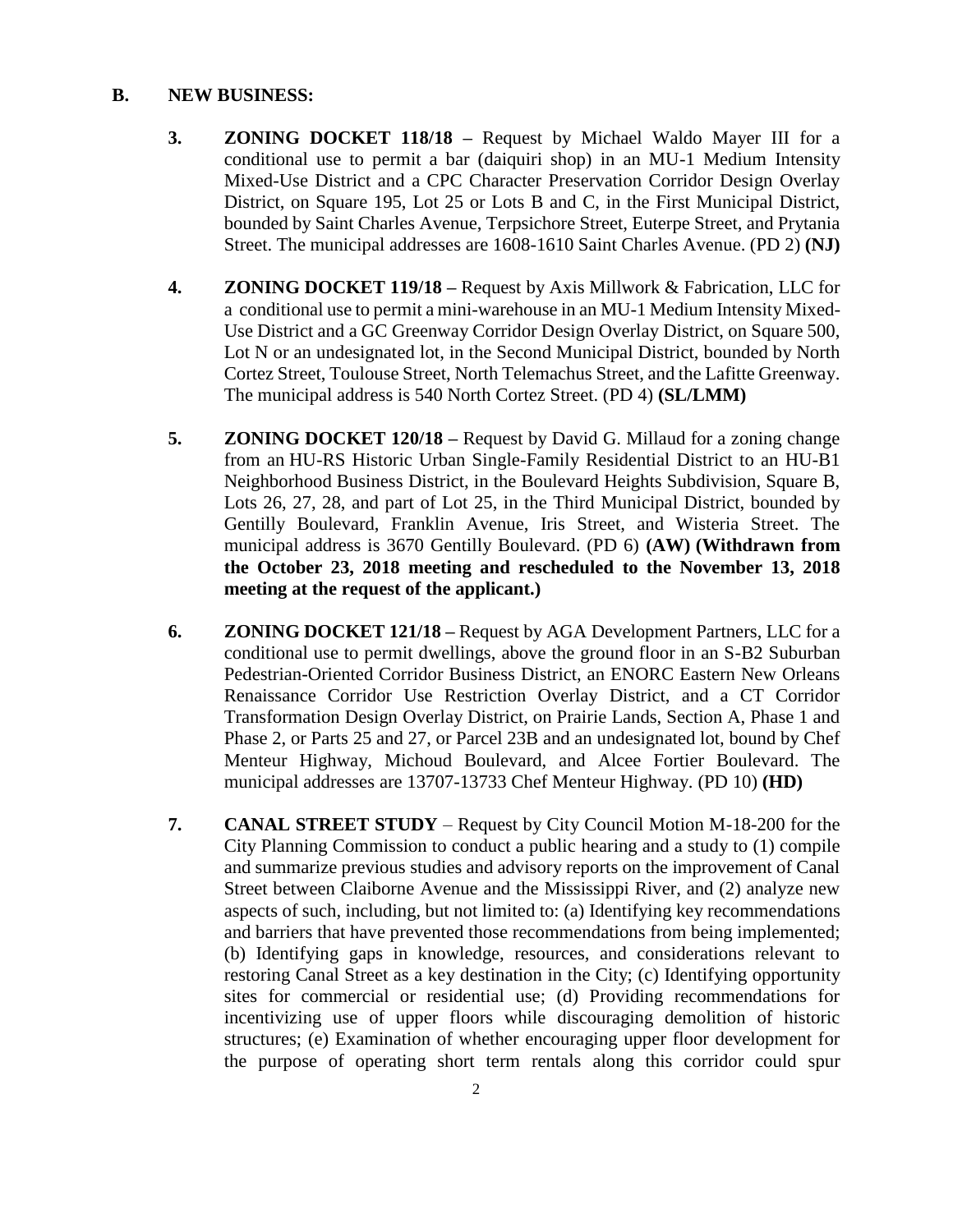## B. NEW BUSINESS:

**3.** **ZONING DOCKET 118/18 –** Request by Michael Waldo Mayer III for a conditional use to permit a bar (daiquiri shop) in an MU-1 Medium Intensity Mixed-Use District and a CPC Character Preservation Corridor Design Overlay District, on Square 195, Lot 25 or Lots B and C, in the First Municipal District, bounded by Saint Charles Avenue, Terpsichore Street, Euterpe Street, and Prytania Street. The municipal addresses are 1608-1610 Saint Charles Avenue. (PD 2) **(NJ)**

**4.** **ZONING DOCKET 119/18 –** Request by Axis Millwork & Fabrication, LLC for a conditional use to permit a mini-warehouse in an MU-1 Medium Intensity Mixed-Use District and a GC Greenway Corridor Design Overlay District, on Square 500, Lot N or an undesignated lot, in the Second Municipal District, bounded by North Cortez Street, Toulouse Street, North Telemachus Street, and the Lafitte Greenway. The municipal address is 540 North Cortez Street. (PD 4) **(SL/LMM)**

**5.** **ZONING DOCKET 120/18 –** Request by David G. Millaud for a zoning change from an HU-RS Historic Urban Single-Family Residential District to an HU-B1 Neighborhood Business District, in the Boulevard Heights Subdivision, Square B, Lots 26, 27, 28, and part of Lot 25, in the Third Municipal District, bounded by Gentilly Boulevard, Franklin Avenue, Iris Street, and Wisteria Street. The municipal address is 3670 Gentilly Boulevard. (PD 6) **(AW) (Withdrawn from the October 23, 2018 meeting and rescheduled to the November 13, 2018 meeting at the request of the applicant.)**

**6.** **ZONING DOCKET 121/18 –** Request by AGA Development Partners, LLC for a conditional use to permit dwellings, above the ground floor in an S-B2 Suburban Pedestrian-Oriented Corridor Business District, an ENORC Eastern New Orleans Renaissance Corridor Use Restriction Overlay District, and a CT Corridor Transformation Design Overlay District, on Prairie Lands, Section A, Phase 1 and Phase 2, or Parts 25 and 27, or Parcel 23B and an undesignated lot, bound by Chef Menteur Highway, Michoud Boulevard, and Alcee Fortier Boulevard. The municipal addresses are 13707-13733 Chef Menteur Highway. (PD 10) **(HD)**

**7.** **CANAL STREET STUDY** – Request by City Council Motion M-18-200 for the City Planning Commission to conduct a public hearing and a study to (1) compile and summarize previous studies and advisory reports on the improvement of Canal Street between Claiborne Avenue and the Mississippi River, and (2) analyze new aspects of such, including, but not limited to: (a) Identifying key recommendations and barriers that have prevented those recommendations from being implemented; (b) Identifying gaps in knowledge, resources, and considerations relevant to restoring Canal Street as a key destination in the City; (c) Identifying opportunity sites for commercial or residential use; (d) Providing recommendations for incentivizing use of upper floors while discouraging demolition of historic structures; (e) Examination of whether encouraging upper floor development for the purpose of operating short term rentals along this corridor could spur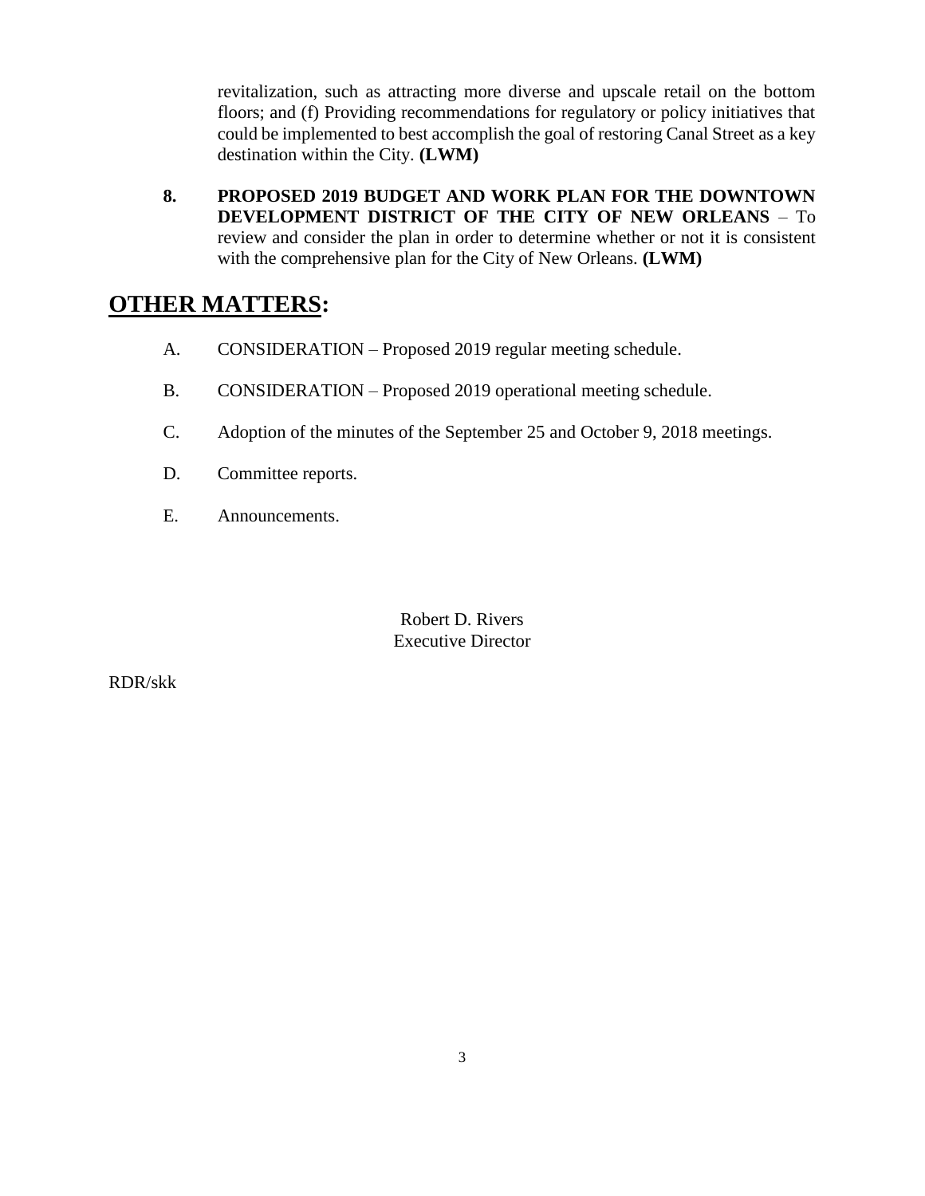revitalization, such as attracting more diverse and upscale retail on the bottom floors; and (f) Providing recommendations for regulatory or policy initiatives that could be implemented to best accomplish the goal of restoring Canal Street as a key destination within the City. **(LWM)**

8. **PROPOSED 2019 BUDGET AND WORK PLAN FOR THE DOWNTOWN DEVELOPMENT DISTRICT OF THE CITY OF NEW ORLEANS** – To review and consider the plan in order to determine whether or not it is consistent with the comprehensive plan for the City of New Orleans. **(LWM)**

## OTHER MATTERS:

A. CONSIDERATION – Proposed 2019 regular meeting schedule.

B. CONSIDERATION – Proposed 2019 operational meeting schedule.

C. Adoption of the minutes of the September 25 and October 9, 2018 meetings.

D. Committee reports.

E. Announcements.

Robert D. Rivers
Executive Director

RDR/skk